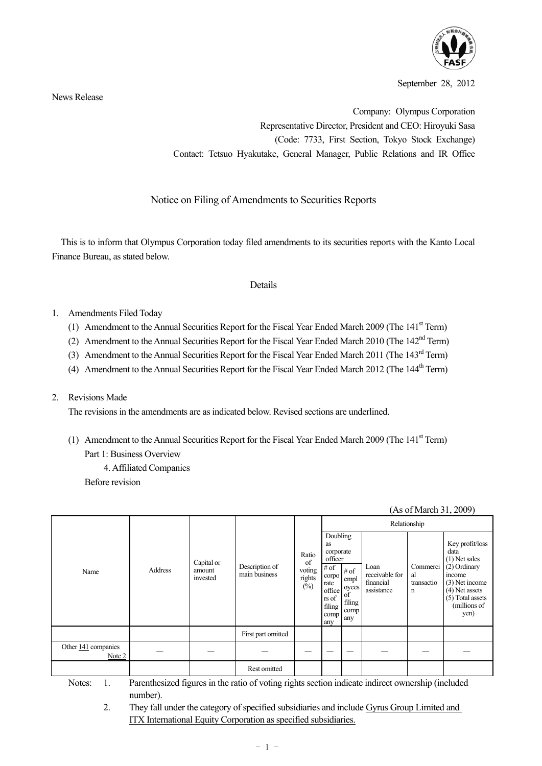September 28, 2012

News Release

Company: Olympus Corporation
Representative Director, President and CEO: Hiroyuki Sasa
(Code: 7733, First Section, Tokyo Stock Exchange)
Contact: Tetsuo Hyakutake, General Manager, Public Relations and IR Office

# Notice on Filing of Amendments to Securities Reports

This is to inform that Olympus Corporation today filed amendments to its securities reports with the Kanto Local Finance Bureau, as stated below.

## Details

1. Amendments Filed Today
   (1) Amendment to the Annual Securities Report for the Fiscal Year Ended March 2009 (The 141st Term)
   (2) Amendment to the Annual Securities Report for the Fiscal Year Ended March 2010 (The 142nd Term)
   (3) Amendment to the Annual Securities Report for the Fiscal Year Ended March 2011 (The 143rd Term)
   (4) Amendment to the Annual Securities Report for the Fiscal Year Ended March 2012 (The 144th Term)

2. Revisions Made
   The revisions in the amendments are as indicated below. Revised sections are underlined.

   (1) Amendment to the Annual Securities Report for the Fiscal Year Ended March 2009 (The 141st Term)
   Part 1: Business Overview
   4. Affiliated Companies
   Before revision

(As of March 31, 2009)

| Name | Address | Capital or amount invested | Description of main business | Ratio of voting rights (%) | Relationship | | | | |
|---|---|---|---|---|---|---|---|---|---|
| | | | | | Doubling as corporate officer | | Loan receivable for financial assistance | Commercial transaction | Key profit/loss data (1) Net sales (2) Ordinary income (3) Net income (4) Net assets (5) Total assets (millions of yen) |
| | | | | | # of corporate officers of filing company | # of employees of filing company | | | |
| | | | First part omitted | | | | | | |
| Other <u>141</u> companies Note 2 | — | — | — | — | — | — | — | — | — |
| | | | Rest omitted | | | | | | |

Notes: 1. Parenthesized figures in the ratio of voting rights section indicate indirect ownership (included number).
2. They fall under the category of specified subsidiaries and include <u>Gyrus Group Limited and ITX International Equity Corporation as specified subsidiaries.</u>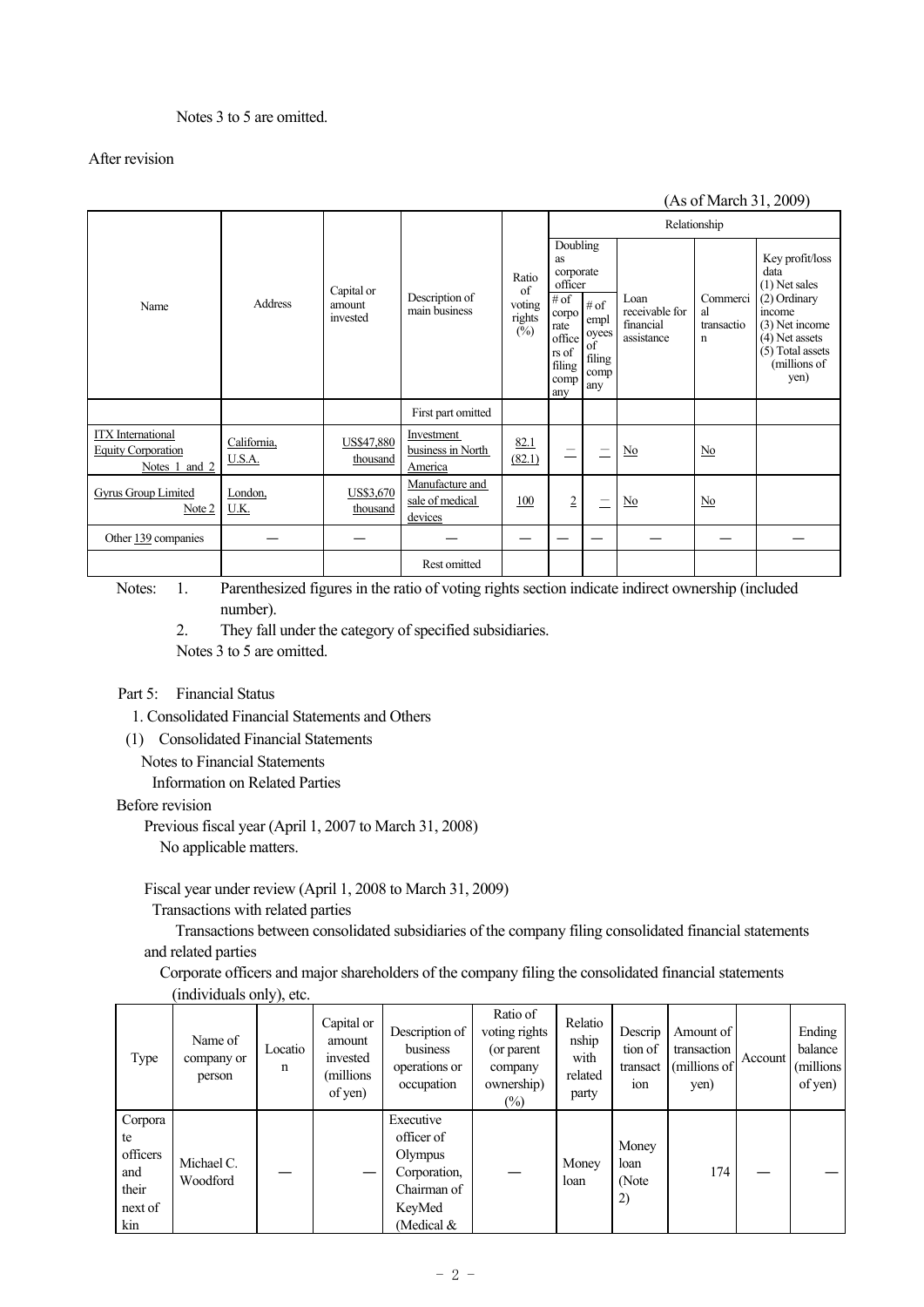Notes 3 to 5 are omitted.

After revision

(As of March 31, 2009)

| Name | Address | Capital or amount invested | Description of main business | Ratio of voting rights (%) | Relationship | | | | |
|---|---|---|---|---|---|---|---|---|---|
| | | | | | Doubling as corporate officer | | Loan receivable for financial assistance | Commercial transaction | Key profit/loss data (1) Net sales (2) Ordinary income (3) Net income (4) Net assets (5) Total assets (millions of yen) |
| | | | | | # of corporate officers of filing company | # of employees of filing company | | | |
| | | | First part omitted | | | | | | |
| ITX International Equity Corporation Notes 1 and 2 | California, U.S.A. | US$47,880 thousand | Investment business in North America | 82.1 (82.1) | — | — | No | No | |
| Gyrus Group Limited Note 2 | London, U.K. | US$3,670 thousand | Manufacture and sale of medical devices | 100 | 2 | — | No | No | |
| Other 139 companies | — | — | — | — | — | — | — | — | — |
| | | | Rest omitted | | | | | | |

Notes: 1. Parenthesized figures in the ratio of voting rights section indicate indirect ownership (included number).

2. They fall under the category of specified subsidiaries.

Notes 3 to 5 are omitted.

Part 5: Financial Status

1. Consolidated Financial Statements and Others

(1) Consolidated Financial Statements

Notes to Financial Statements

Information on Related Parties

Before revision

Previous fiscal year (April 1, 2007 to March 31, 2008)

No applicable matters.

Fiscal year under review (April 1, 2008 to March 31, 2009)

Transactions with related parties

Transactions between consolidated subsidiaries of the company filing consolidated financial statements and related parties

Corporate officers and major shareholders of the company filing the consolidated financial statements (individuals only), etc.

| Type | Name of company or person | Location | Capital or amount invested (millions of yen) | Description of business operations or occupation | Ratio of voting rights (or parent company ownership) (%) | Relationship with related party | Description of transaction | Amount of transaction (millions of yen) | Account | Ending balance (millions of yen) |
|---|---|---|---|---|---|---|---|---|---|---|
| Corporate officers and their next of kin | Michael C. Woodford | — | — | Executive officer of Olympus Corporation, Chairman of KeyMed (Medical & | — | Money loan | Money loan (Note 2) | 174 | — | — |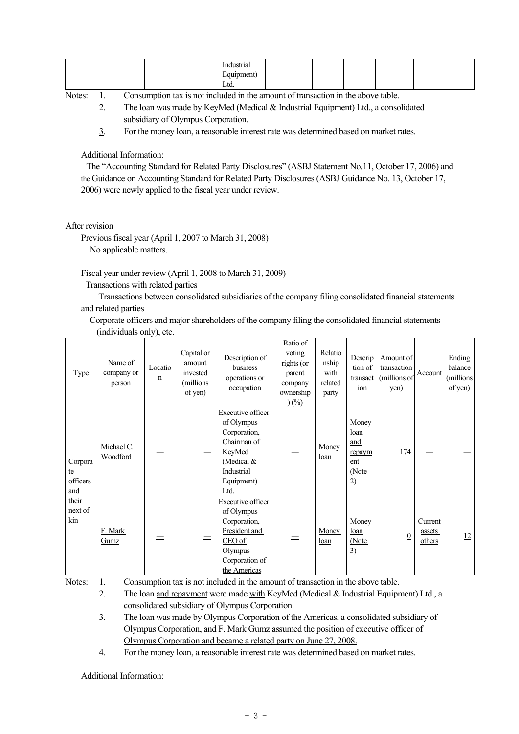| | | | | Industrial Equipment) Ltd. | | | | | | |
|---|---|---|---|---|---|---|---|---|---|---|

Notes:
1. Consumption tax is not included in the amount of transaction in the above table.
2. The loan was made by KeyMed (Medical & Industrial Equipment) Ltd., a consolidated subsidiary of Olympus Corporation.
3. For the money loan, a reasonable interest rate was determined based on market rates.

Additional Information:

The "Accounting Standard for Related Party Disclosures" (ASBJ Statement No.11, October 17, 2006) and the Guidance on Accounting Standard for Related Party Disclosures (ASBJ Guidance No. 13, October 17, 2006) were newly applied to the fiscal year under review.

After revision

Previous fiscal year (April 1, 2007 to March 31, 2008)

No applicable matters.

Fiscal year under review (April 1, 2008 to March 31, 2009)

Transactions with related parties

Transactions between consolidated subsidiaries of the company filing consolidated financial statements and related parties

Corporate officers and major shareholders of the company filing the consolidated financial statements (individuals only), etc.

| Type | Name of company or person | Location | Capital or amount invested (millions of yen) | Description of business operations or occupation | Ratio of voting rights (or parent company ownership) (%) | Relationship with related party | Description of transaction | Amount of transaction (millions of yen) | Account | Ending balance (millions of yen) |
|---|---|---|---|---|---|---|---|---|---|---|
| Corporate officers and their next of kin | Michael C. Woodford | — | — | Executive officer of Olympus Corporation, Chairman of KeyMed (Medical & Industrial Equipment) Ltd. | — | Money loan | Money loan and repayment (Note 2) | 174 | — | — |
| | F. Mark Gumz | — | — | Executive officer of Olympus Corporation, President and CEO of Olympus Corporation of the Americas | — | Money loan | Money loan (Note 3) | 0 | Current assets others | 12 |

Notes:
1. Consumption tax is not included in the amount of transaction in the above table.
2. The loan and repayment were made with KeyMed (Medical & Industrial Equipment) Ltd., a consolidated subsidiary of Olympus Corporation.
3. The loan was made by Olympus Corporation of the Americas, a consolidated subsidiary of Olympus Corporation, and F. Mark Gumz assumed the position of executive officer of Olympus Corporation and became a related party on June 27, 2008.
4. For the money loan, a reasonable interest rate was determined based on market rates.

Additional Information: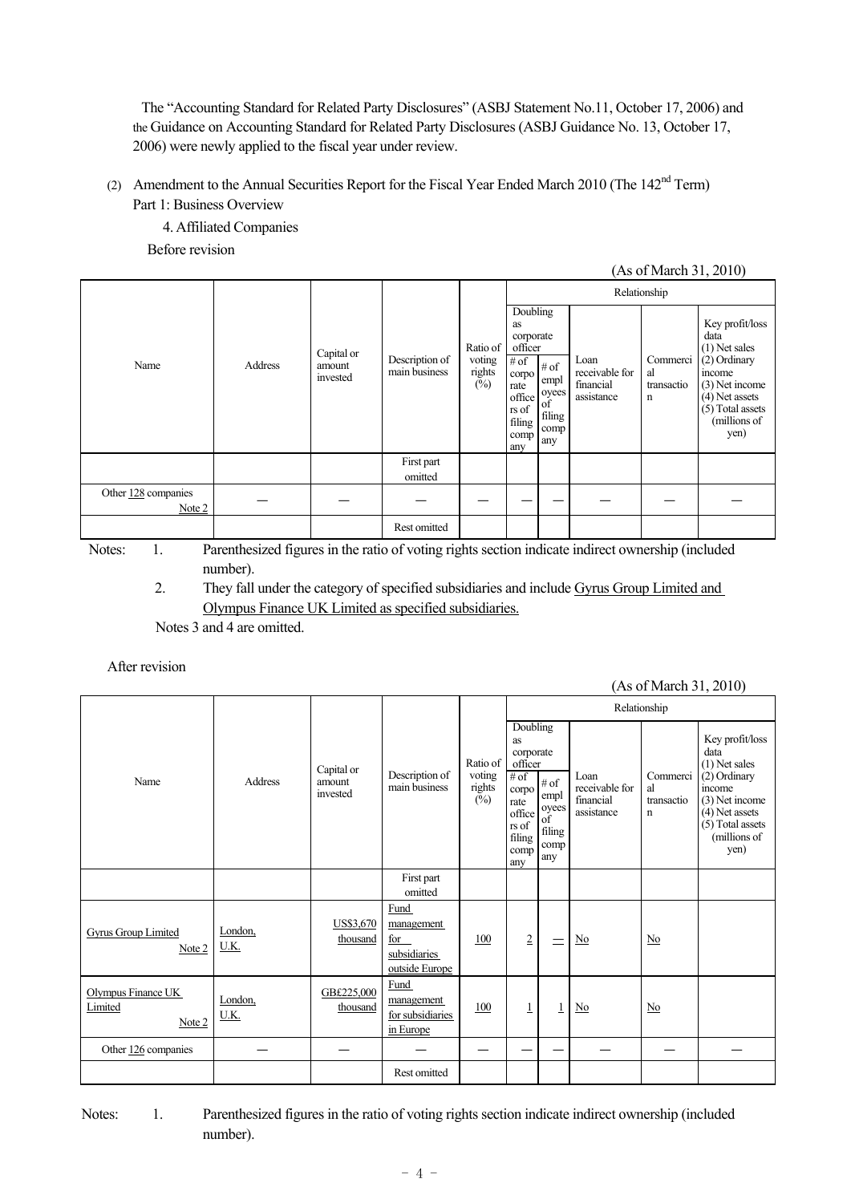The "Accounting Standard for Related Party Disclosures" (ASBJ Statement No.11, October 17, 2006) and the Guidance on Accounting Standard for Related Party Disclosures (ASBJ Guidance No. 13, October 17, 2006) were newly applied to the fiscal year under review.

(2) Amendment to the Annual Securities Report for the Fiscal Year Ended March 2010 (The 142nd Term)

Part 1: Business Overview

4. Affiliated Companies

Before revision

(As of March 31, 2010)

| Name | Address | Capital or amount invested | Description of main business | Ratio of voting rights (%) | Relationship | | | | |
|---|---|---|---|---|---|---|---|---|---|
| | | | | | Doubling as corporate officer | | Loan receivable for financial assistance | Commercial transaction | Key profit/loss data (1) Net sales (2) Ordinary income (3) Net income (4) Net assets (5) Total assets (millions of yen) |
| | | | | | # of corporate officers of filing company | # of employees of filing company | | | |
| | | | First part omitted | | | | | | |
| Other 128 companies Note 2 | — | — | — | — | — | — | — | — | — |
| | | | Rest omitted | | | | | | |

Notes: 1. Parenthesized figures in the ratio of voting rights section indicate indirect ownership (included number).

2. They fall under the category of specified subsidiaries and include Gyrus Group Limited and Olympus Finance UK Limited as specified subsidiaries.

Notes 3 and 4 are omitted.

After revision

(As of March 31, 2010)

| Name | Address | Capital or amount invested | Description of main business | Ratio of voting rights (%) | Relationship | | | | |
|---|---|---|---|---|---|---|---|---|---|
| | | | | | Doubling as corporate officer | | Loan receivable for financial assistance | Commercial transaction | Key profit/loss data (1) Net sales (2) Ordinary income (3) Net income (4) Net assets (5) Total assets (millions of yen) |
| | | | | | # of corporate officers of filing company | # of employees of filing company | | | |
| | | | First part omitted | | | | | | |
| Gyrus Group Limited Note 2 | London, U.K. | US$3,670 thousand | Fund management for subsidiaries outside Europe | 100 | 2 | — | No | No | |
| Olympus Finance UK Limited Note 2 | London, U.K. | GB£225,000 thousand | Fund management for subsidiaries in Europe | 100 | 1 | 1 | No | No | |
| Other 126 companies | — | — | — | — | — | — | — | — | — |
| | | | Rest omitted | | | | | | |

Notes: 1. Parenthesized figures in the ratio of voting rights section indicate indirect ownership (included number).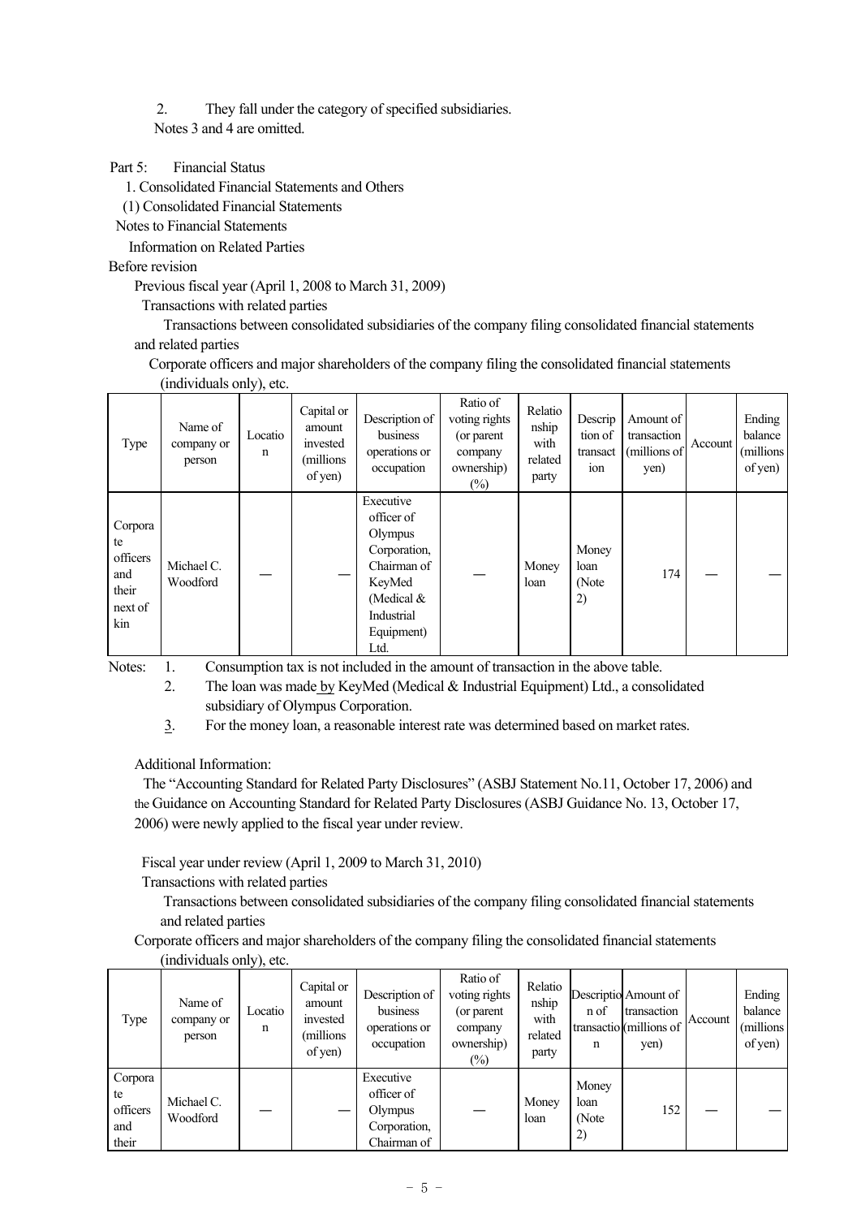2. They fall under the category of specified subsidiaries.

Notes 3 and 4 are omitted.

Part 5: Financial Status

1. Consolidated Financial Statements and Others

(1) Consolidated Financial Statements

Notes to Financial Statements

Information on Related Parties

Before revision

Previous fiscal year (April 1, 2008 to March 31, 2009)

Transactions with related parties

Transactions between consolidated subsidiaries of the company filing consolidated financial statements and related parties

Corporate officers and major shareholders of the company filing the consolidated financial statements (individuals only), etc.

| Type | Name of company or person | Location | Capital or amount invested (millions of yen) | Description of business operations or occupation | Ratio of voting rights (or parent company ownership) (%) | Relationship with related party | Description of transaction | Amount of transaction (millions of yen) | Account | Ending balance (millions of yen) |
|---|---|---|---|---|---|---|---|---|---|---|
| Corporate officers and their next of kin | Michael C. Woodford | — | — | Executive officer of Olympus Corporation, Chairman of KeyMed (Medical & Industrial Equipment) Ltd. | — | Money loan | Money loan (Note 2) | 174 | — | — |

Notes: 1. Consumption tax is not included in the amount of transaction in the above table.

2. The loan was made by KeyMed (Medical & Industrial Equipment) Ltd., a consolidated subsidiary of Olympus Corporation.

3. For the money loan, a reasonable interest rate was determined based on market rates.

Additional Information:

The "Accounting Standard for Related Party Disclosures" (ASBJ Statement No.11, October 17, 2006) and the Guidance on Accounting Standard for Related Party Disclosures (ASBJ Guidance No. 13, October 17, 2006) were newly applied to the fiscal year under review.

Fiscal year under review (April 1, 2009 to March 31, 2010)

Transactions with related parties

Transactions between consolidated subsidiaries of the company filing consolidated financial statements and related parties

Corporate officers and major shareholders of the company filing the consolidated financial statements (individuals only), etc.

| Type | Name of company or person | Location | Capital or amount invested (millions of yen) | Description of business operations or occupation | Ratio of voting rights (or parent company ownership) (%) | Relationship with related party | Description of transaction | Amount of transaction (millions of yen) | Account | Ending balance (millions of yen) |
|---|---|---|---|---|---|---|---|---|---|---|
| Corporate officers and their | Michael C. Woodford | — | — | Executive officer of Olympus Corporation, Chairman of | — | Money loan | Money loan (Note 2) | 152 | — | — |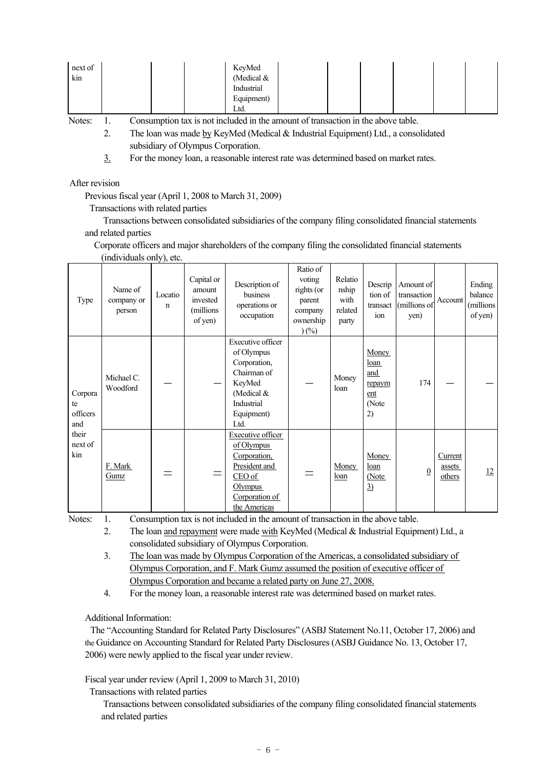| next of kin | | | | KeyMed (Medical & Industrial Equipment) Ltd. | | | | | | |
|---|---|---|---|---|---|---|---|---|---|---|

Notes: 1. Consumption tax is not included in the amount of transaction in the above table.

2. The loan was made by KeyMed (Medical & Industrial Equipment) Ltd., a consolidated subsidiary of Olympus Corporation.

3. For the money loan, a reasonable interest rate was determined based on market rates.

After revision

Previous fiscal year (April 1, 2008 to March 31, 2009)

Transactions with related parties

Transactions between consolidated subsidiaries of the company filing consolidated financial statements and related parties

Corporate officers and major shareholders of the company filing the consolidated financial statements (individuals only), etc.

| Type | Name of company or person | Location | Capital or amount invested (millions of yen) | Description of business operations or occupation | Ratio of voting rights (or parent company ownership) (%) | Relationship with related party | Description of transaction | Amount of transaction (millions of yen) | Account | Ending balance (millions of yen) |
|---|---|---|---|---|---|---|---|---|---|---|
| Corporate officers and their next of kin | Michael C. Woodford | — | — | Executive officer of Olympus Corporation, Chairman of KeyMed (Medical & Industrial Equipment) Ltd. | — | Money loan | Money loan and repayment (Note 2) | 174 | — | — |
| | F. Mark Gumz | — | — | Executive officer of Olympus Corporation, President and CEO of Olympus Corporation of the Americas | — | Money loan | Money loan (Note 3) | 0 | Current assets others | 12 |

Notes: 1. Consumption tax is not included in the amount of transaction in the above table.

2. The loan and repayment were made with KeyMed (Medical & Industrial Equipment) Ltd., a consolidated subsidiary of Olympus Corporation.

3. The loan was made by Olympus Corporation of the Americas, a consolidated subsidiary of Olympus Corporation, and F. Mark Gumz assumed the position of executive officer of Olympus Corporation and became a related party on June 27, 2008.

4. For the money loan, a reasonable interest rate was determined based on market rates.

Additional Information:

The "Accounting Standard for Related Party Disclosures" (ASBJ Statement No.11, October 17, 2006) and the Guidance on Accounting Standard for Related Party Disclosures (ASBJ Guidance No. 13, October 17, 2006) were newly applied to the fiscal year under review.

Fiscal year under review (April 1, 2009 to March 31, 2010)

Transactions with related parties

Transactions between consolidated subsidiaries of the company filing consolidated financial statements and related parties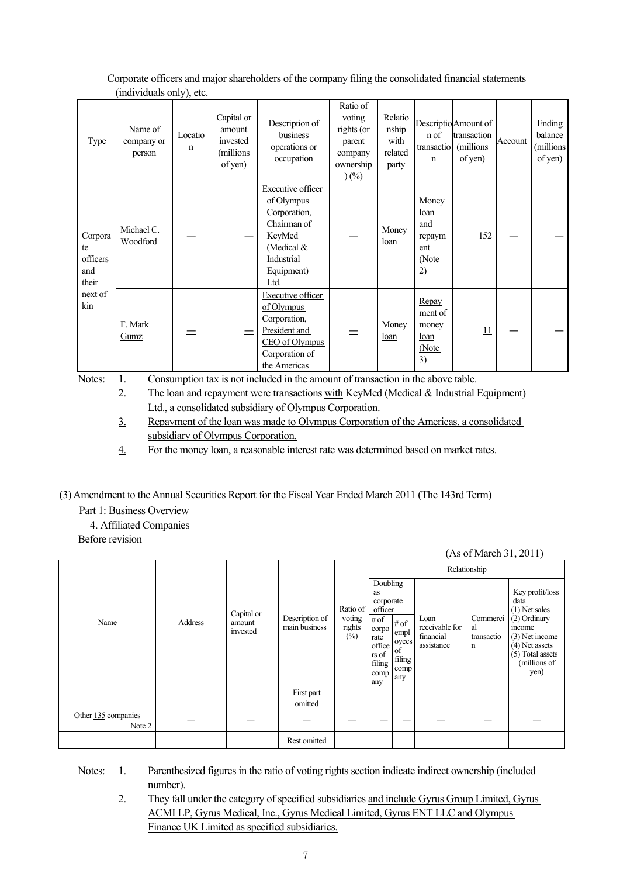Corporate officers and major shareholders of the company filing the consolidated financial statements (individuals only), etc.

| Type | Name of company or person | Location | Capital or amount invested (millions of yen) | Description of business operations or occupation | Ratio of voting rights (or parent company ownership) (%) | Relationship with related party | Description of transaction | Amount of transaction (millions of yen) | Account | Ending balance (millions of yen) |
|---|---|---|---|---|---|---|---|---|---|---|
| Corporate officers and their next of kin | Michael C. Woodford | — | — | Executive officer of Olympus Corporation, Chairman of KeyMed (Medical & Industrial Equipment) Ltd. | — | Money loan | Money loan and repayment (Note 2) | 152 | — | — |
| | F. Mark Gumz | — | — | Executive officer of Olympus Corporation, President and CEO of Olympus Corporation of the Americas | — | Money loan | Repayment of money loan (Note 3) | 11 | — | — |

Notes:
1. Consumption tax is not included in the amount of transaction in the above table.
2. The loan and repayment were transactions with KeyMed (Medical & Industrial Equipment) Ltd., a consolidated subsidiary of Olympus Corporation.
3. Repayment of the loan was made to Olympus Corporation of the Americas, a consolidated subsidiary of Olympus Corporation.
4. For the money loan, a reasonable interest rate was determined based on market rates.

(3) Amendment to the Annual Securities Report for the Fiscal Year Ended March 2011 (The 143rd Term)

Part 1: Business Overview

4. Affiliated Companies

Before revision

(As of March 31, 2011)

| Name | Address | Capital or amount invested | Description of main business | Ratio of voting rights (%) | Relationship: Doubling as corporate officer: # of corporate officers of filing company | Relationship: Doubling as corporate officer: # of employees of filing company | Relationship: Loan receivable for financial assistance | Relationship: Commercial transaction | Relationship: Key profit/loss data (1) Net sales (2) Ordinary income (3) Net income (4) Net assets (5) Total assets (millions of yen) |
|---|---|---|---|---|---|---|---|---|---|
| | | | First part omitted | | | | | | |
| Other 135 companies Note 2 | — | — | — | — | — | — | — | — | — |
| | | | Rest omitted | | | | | | |

Notes:
1. Parenthesized figures in the ratio of voting rights section indicate indirect ownership (included number).
2. They fall under the category of specified subsidiaries and include Gyrus Group Limited, Gyrus ACMI LP, Gyrus Medical, Inc., Gyrus Medical Limited, Gyrus ENT LLC and Olympus Finance UK Limited as specified subsidiaries.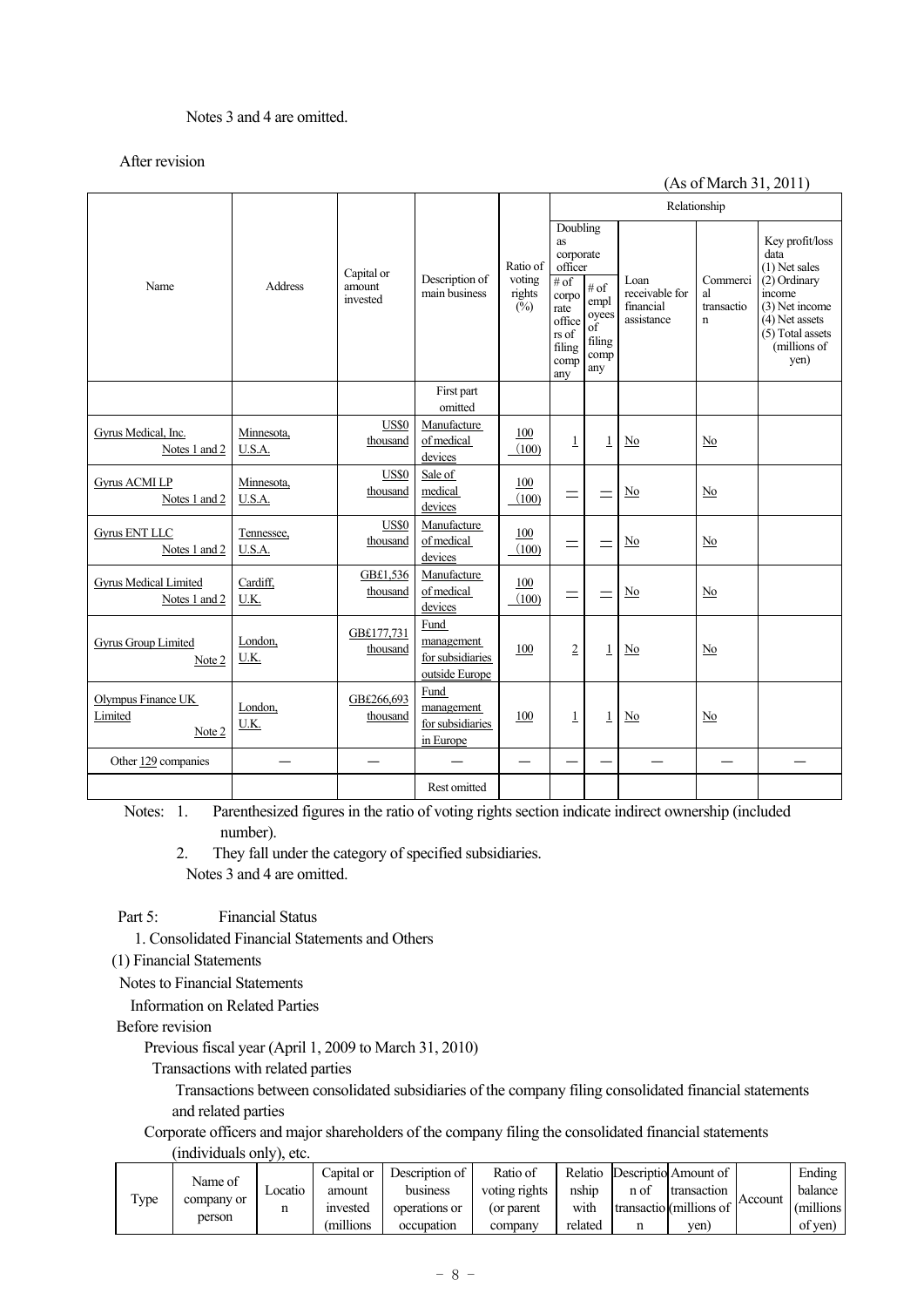Notes 3 and 4 are omitted.

After revision

(As of March 31, 2011)

| Name | Address | Capital or amount invested | Description of main business | Ratio of voting rights (%) | Relationship | | | | |
|---|---|---|---|---|---|---|---|---|---|
| | | | | | Doubling as corporate officer | | Loan receivable for financial assistance | Commercial transaction | Key profit/loss data (1) Net sales (2) Ordinary income (3) Net income (4) Net assets (5) Total assets (millions of yen) |
| | | | | | # of corporate officers of filing company | # of employees of filing company | | | |
| | | | First part omitted | | | | | | |
| Gyrus Medical, Inc. Notes 1 and 2 | Minnesota, U.S.A. | US$0 thousand | Manufacture of medical devices | 100 (100) | 1 | 1 | No | No | |
| Gyrus ACMI LP Notes 1 and 2 | Minnesota, U.S.A. | US$0 thousand | Sale of medical devices | 100 (100) | — | — | No | No | |
| Gyrus ENT LLC Notes 1 and 2 | Tennessee, U.S.A. | US$0 thousand | Manufacture of medical devices | 100 (100) | — | — | No | No | |
| Gyrus Medical Limited Notes 1 and 2 | Cardiff, U.K. | GB£1,536 thousand | Manufacture of medical devices | 100 (100) | — | — | No | No | |
| Gyrus Group Limited Note 2 | London, U.K. | GB£177,731 thousand | Fund management for subsidiaries outside Europe | 100 | 2 | 1 | No | No | |
| Olympus Finance UK Limited Note 2 | London, U.K. | GB£266,693 thousand | Fund management for subsidiaries in Europe | 100 | 1 | 1 | No | No | |
| Other 129 companies | — | — | — | — | — | — | — | — | — |
| | | | Rest omitted | | | | | | |

Notes: 1. Parenthesized figures in the ratio of voting rights section indicate indirect ownership (included number).

2. They fall under the category of specified subsidiaries.

Notes 3 and 4 are omitted.

Part 5: Financial Status

1. Consolidated Financial Statements and Others

(1) Financial Statements

Notes to Financial Statements

Information on Related Parties

Before revision

Previous fiscal year (April 1, 2009 to March 31, 2010)

Transactions with related parties

Transactions between consolidated subsidiaries of the company filing consolidated financial statements and related parties

Corporate officers and major shareholders of the company filing the consolidated financial statements (individuals only), etc.

| Type | Name of company or person | Location | Capital or amount invested (millions | Description of business operations or occupation | Ratio of voting rights (or parent company | Relationship with related | Description of transaction | Amount of transaction (millions of yen) | Account | Ending balance (millions of yen) |
|---|---|---|---|---|---|---|---|---|---|---|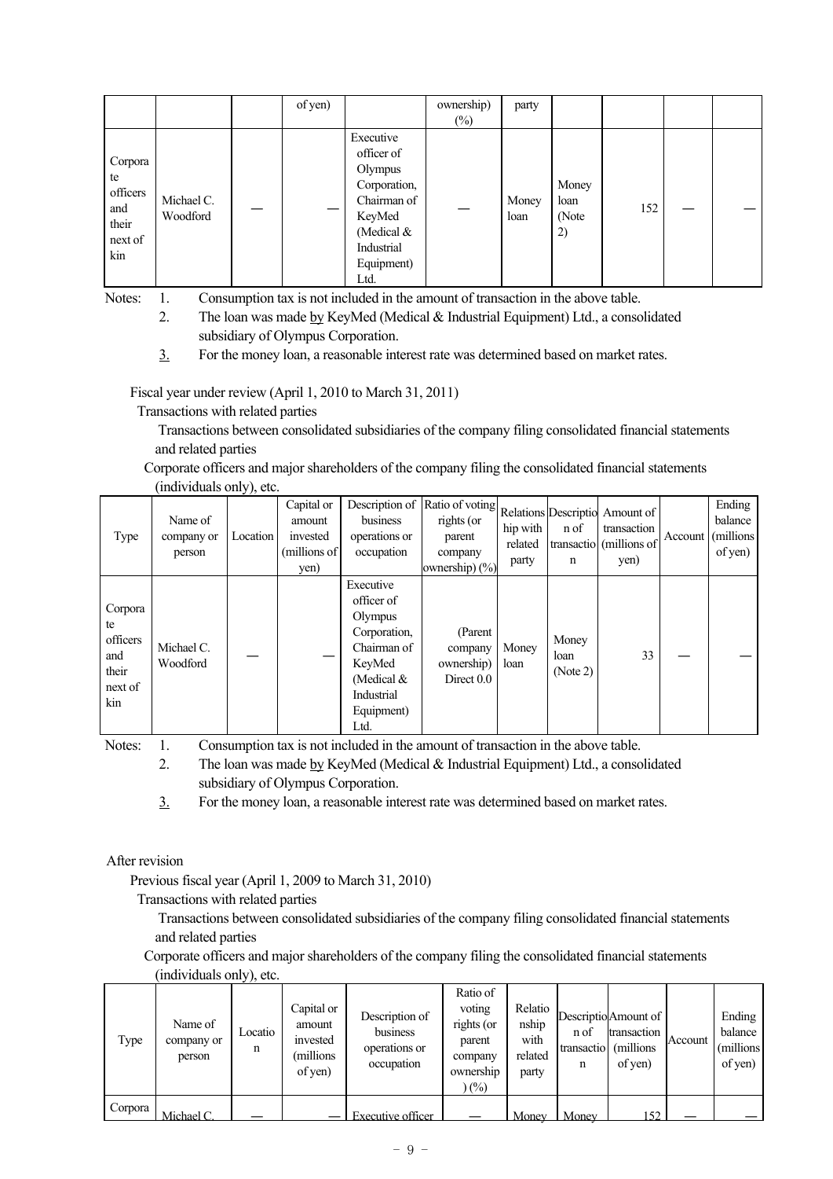|  |  |  | of yen) |  | ownership) (%) | party |  |  |  |  |
|---|---|---|---|---|---|---|---|---|---|---|
| Corporate officers and their next of kin | Michael C. Woodford | — | — | Executive officer of Olympus Corporation, Chairman of KeyMed (Medical & Industrial Equipment) Ltd. | — | Money loan | Money loan (Note 2) | 152 | — | — |

Notes: 1. Consumption tax is not included in the amount of transaction in the above table.

2. The loan was made by KeyMed (Medical & Industrial Equipment) Ltd., a consolidated subsidiary of Olympus Corporation.

3. For the money loan, a reasonable interest rate was determined based on market rates.

Fiscal year under review (April 1, 2010 to March 31, 2011)

Transactions with related parties

Transactions between consolidated subsidiaries of the company filing consolidated financial statements and related parties

Corporate officers and major shareholders of the company filing the consolidated financial statements (individuals only), etc.

| Type | Name of company or person | Location | Capital or amount invested (millions of yen) | Description of business operations or occupation | Ratio of voting rights (or parent company ownership) (%) | Relationship with related party | Description of transaction | Amount of transaction (millions of yen) | Account | Ending balance (millions of yen) |
|---|---|---|---|---|---|---|---|---|---|---|
| Corporate officers and their next of kin | Michael C. Woodford | — | — | Executive officer of Olympus Corporation, Chairman of KeyMed (Medical & Industrial Equipment) Ltd. | (Parent company ownership) Direct 0.0 | Money loan | Money loan (Note 2) | 33 | — | — |

Notes: 1. Consumption tax is not included in the amount of transaction in the above table.

2. The loan was made by KeyMed (Medical & Industrial Equipment) Ltd., a consolidated subsidiary of Olympus Corporation.

3. For the money loan, a reasonable interest rate was determined based on market rates.

After revision

Previous fiscal year (April 1, 2009 to March 31, 2010)

Transactions with related parties

Transactions between consolidated subsidiaries of the company filing consolidated financial statements and related parties

Corporate officers and major shareholders of the company filing the consolidated financial statements (individuals only), etc.

| Type | Name of company or person | Location | Capital or amount invested (millions of yen) | Description of business operations or occupation | Ratio of voting rights (or parent company ownership) (%) | Relationship with related party | Description of transaction | Amount of transaction (millions of yen) | Account | Ending balance (millions of yen) |
|---|---|---|---|---|---|---|---|---|---|---|
| Corpora | Michael C. | — | — | Executive officer | — | Money | Money | 152 | — | — |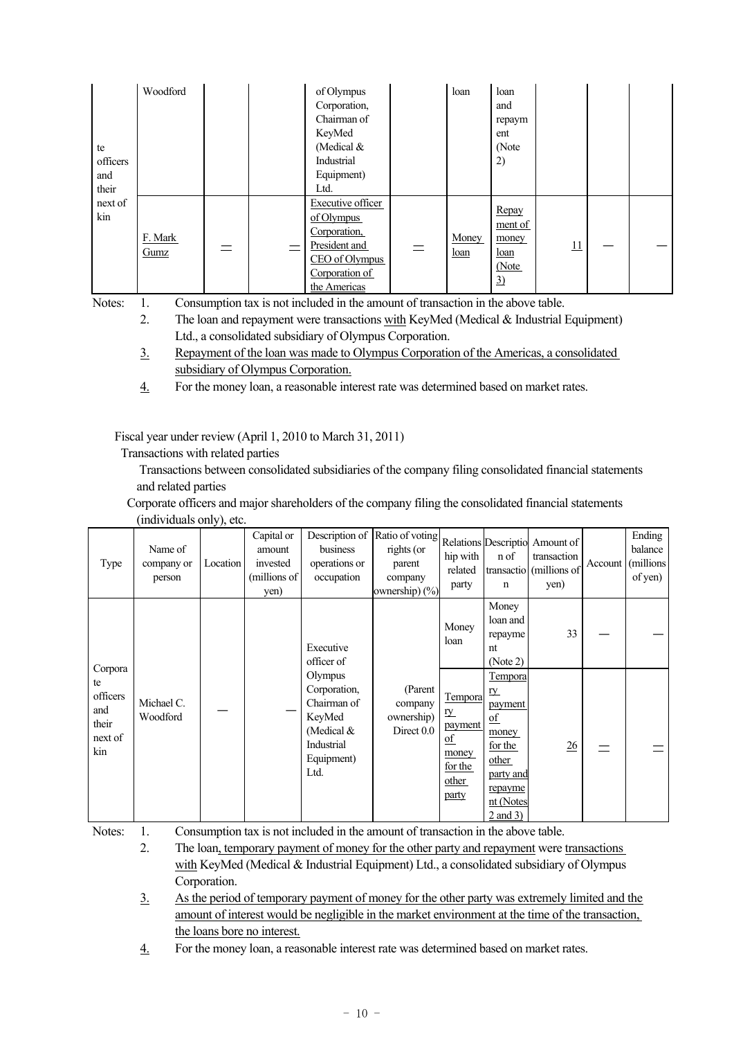| Type | Name of company or person | Location | Capital or amount invested (millions of yen) | Description of business operations or occupation | Ratio of voting rights (or parent company ownership) (%) | Relationship with related party | Description of transaction | Amount of transaction (millions of yen) | Account | Ending balance (millions of yen) |
|---|---|---|---|---|---|---|---|---|---|---|
| te officers and their next of kin | Woodford | | | of Olympus Corporation, Chairman of KeyMed (Medical & Industrial Equipment) Ltd. | | loan | loan and repayment (Note 2) | | | |
| | F. Mark Gumz | — | — | Executive officer of Olympus Corporation, President and CEO of Olympus Corporation of the Americas | — | Money loan | Repayment of money loan (Note 3) | 11 | — | — |

Notes:
1. Consumption tax is not included in the amount of transaction in the above table.
2. The loan and repayment were transactions with KeyMed (Medical & Industrial Equipment) Ltd., a consolidated subsidiary of Olympus Corporation.
3. Repayment of the loan was made to Olympus Corporation of the Americas, a consolidated subsidiary of Olympus Corporation.
4. For the money loan, a reasonable interest rate was determined based on market rates.

Fiscal year under review (April 1, 2010 to March 31, 2011)

Transactions with related parties

Transactions between consolidated subsidiaries of the company filing consolidated financial statements and related parties

Corporate officers and major shareholders of the company filing the consolidated financial statements (individuals only), etc.

| Type | Name of company or person | Location | Capital or amount invested (millions of yen) | Description of business operations or occupation | Ratio of voting rights (or parent company ownership) (%) | Relationship with related party | Description of transaction | Amount of transaction (millions of yen) | Account | Ending balance (millions of yen) |
|---|---|---|---|---|---|---|---|---|---|---|
| Corporate officers and their next of kin | Michael C. Woodford | — | — | Executive officer of Olympus Corporation, Chairman of KeyMed (Medical & Industrial Equipment) Ltd. | (Parent company ownership) Direct 0.0 | Money loan | Money loan and repayment (Note 2) | 33 | — | — |
| | | | | | | Temporary payment of money for the other party | Temporary payment of money for the other party and repayment (Notes 2 and 3) | 26 | — | — |

Notes:
1. Consumption tax is not included in the amount of transaction in the above table.
2. The loan, temporary payment of money for the other party and repayment were transactions with KeyMed (Medical & Industrial Equipment) Ltd., a consolidated subsidiary of Olympus Corporation.
3. As the period of temporary payment of money for the other party was extremely limited and the amount of interest would be negligible in the market environment at the time of the transaction, the loans bore no interest.
4. For the money loan, a reasonable interest rate was determined based on market rates.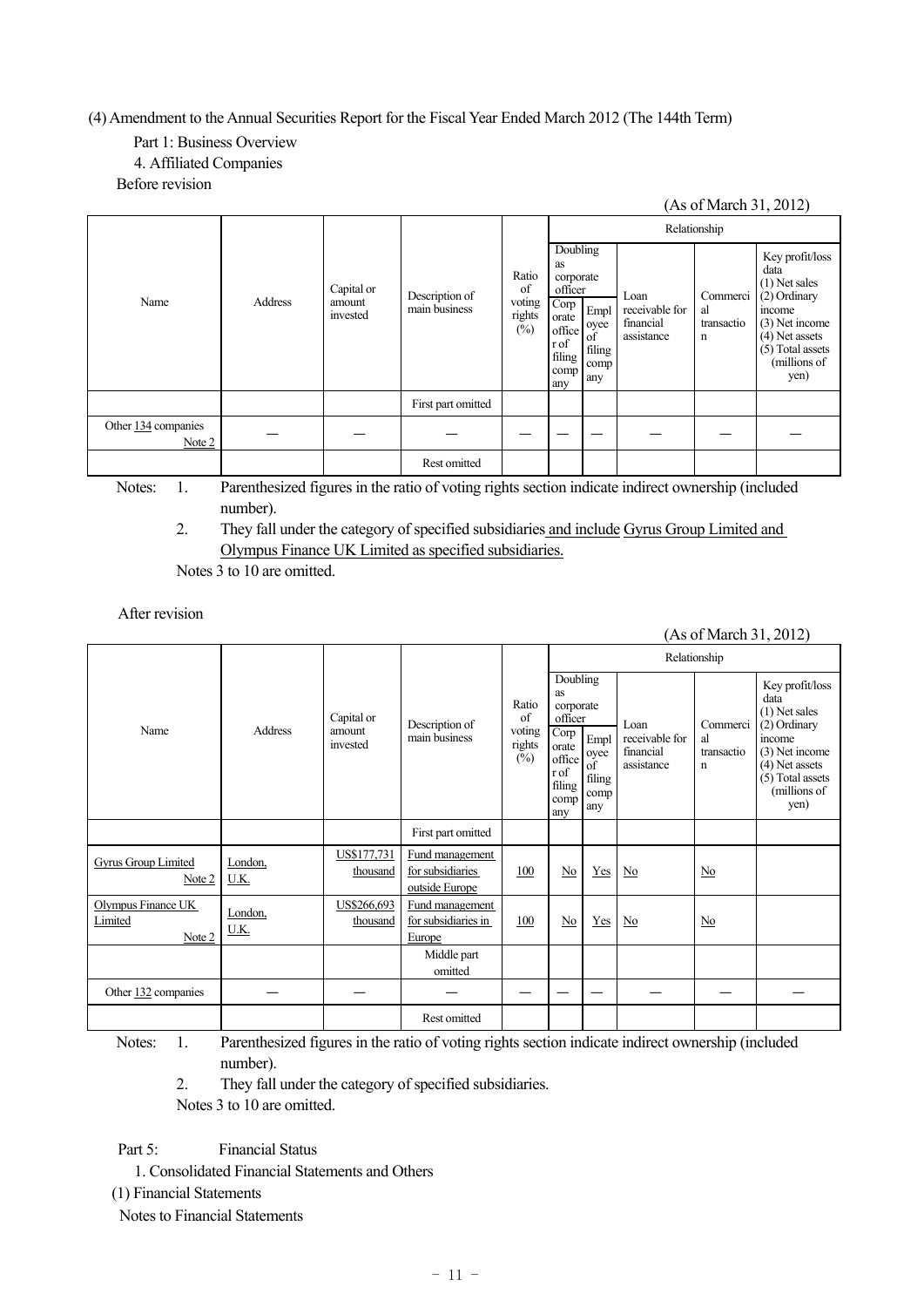(4) Amendment to the Annual Securities Report for the Fiscal Year Ended March 2012 (The 144th Term)

Part 1: Business Overview

4. Affiliated Companies

Before revision

(As of March 31, 2012)

| Name | Address | Capital or amount invested | Description of main business | Ratio of voting rights (%) | Relationship | | | | |
|---|---|---|---|---|---|---|---|---|---|
| | | | | | Doubling as corporate officer | | Loan receivable for financial assistance | Commercial transaction | Key profit/loss data (1) Net sales (2) Ordinary income (3) Net income (4) Net assets (5) Total assets (millions of yen) |
| | | | | | Corporate officer of filing company | Employee of filing company | | | |
| | | | First part omitted | | | | | | |
| Other 134 companies Note 2 | — | — | — | — | — | — | — | — | — |
| | | | Rest omitted | | | | | | |

Notes: 1. Parenthesized figures in the ratio of voting rights section indicate indirect ownership (included number).

2. They fall under the category of specified subsidiaries and include Gyrus Group Limited and Olympus Finance UK Limited as specified subsidiaries.

Notes 3 to 10 are omitted.

After revision

(As of March 31, 2012)

| Name | Address | Capital or amount invested | Description of main business | Ratio of voting rights (%) | Relationship | | | | |
|---|---|---|---|---|---|---|---|---|---|
| | | | | | Doubling as corporate officer | | Loan receivable for financial assistance | Commercial transaction | Key profit/loss data (1) Net sales (2) Ordinary income (3) Net income (4) Net assets (5) Total assets (millions of yen) |
| | | | | | Corporate officer of filing company | Employee of filing company | | | |
| | | | First part omitted | | | | | | |
| Gyrus Group Limited Note 2 | London, U.K. | US$177,731 thousand | Fund management for subsidiaries outside Europe | 100 | No | Yes | No | No | |
| Olympus Finance UK Limited Note 2 | London, U.K. | US$266,693 thousand | Fund management for subsidiaries in Europe | 100 | No | Yes | No | No | |
| | | | Middle part omitted | | | | | | |
| Other 132 companies | — | — | — | — | — | — | — | — | — |
| | | | Rest omitted | | | | | | |

Notes: 1. Parenthesized figures in the ratio of voting rights section indicate indirect ownership (included number).

2. They fall under the category of specified subsidiaries.

Notes 3 to 10 are omitted.

Part 5: Financial Status

1. Consolidated Financial Statements and Others

(1) Financial Statements

Notes to Financial Statements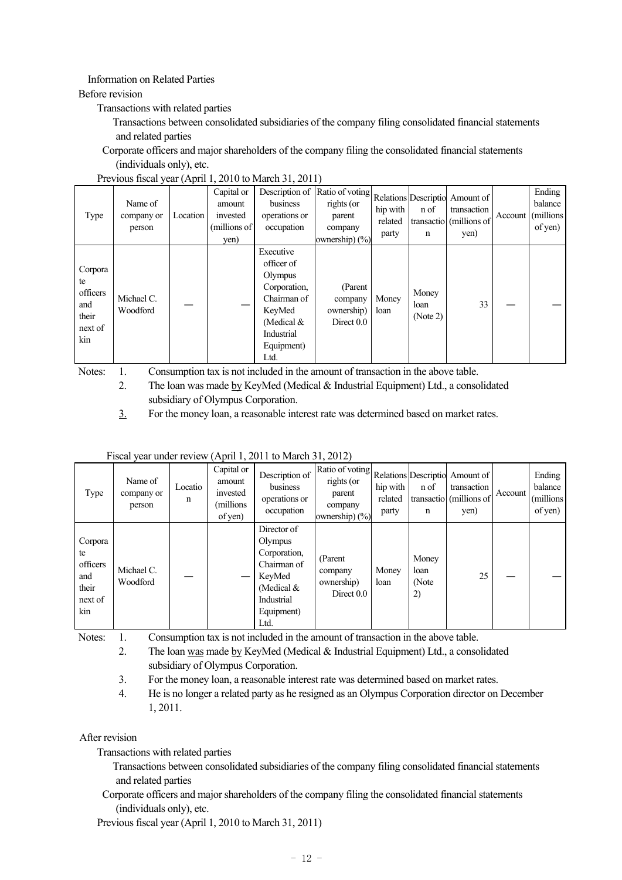Information on Related Parties

Before revision

Transactions with related parties

Transactions between consolidated subsidiaries of the company filing consolidated financial statements and related parties

Corporate officers and major shareholders of the company filing the consolidated financial statements (individuals only), etc.

Previous fiscal year (April 1, 2010 to March 31, 2011)

| Type | Name of company or person | Location | Capital or amount invested (millions of yen) | Description of business operations or occupation | Ratio of voting rights (or parent company ownership) (%) | Relationship with related party | Description of transaction | Amount of transaction (millions of yen) | Account | Ending balance (millions of yen) |
|---|---|---|---|---|---|---|---|---|---|---|
| Corporate officers and their next of kin | Michael C. Woodford | — | — | Executive officer of Olympus Corporation, Chairman of KeyMed (Medical & Industrial Equipment) Ltd. | (Parent company ownership) Direct 0.0 | Money loan | Money loan (Note 2) | 33 | — | — |

Notes: 1. Consumption tax is not included in the amount of transaction in the above table.

2. The loan was made by KeyMed (Medical & Industrial Equipment) Ltd., a consolidated subsidiary of Olympus Corporation.

3. For the money loan, a reasonable interest rate was determined based on market rates.

Fiscal year under review (April 1, 2011 to March 31, 2012)

| Type | Name of company or person | Location | Capital or amount invested (millions of yen) | Description of business operations or occupation | Ratio of voting rights (or parent company ownership) (%) | Relationship with related party | Description of transaction | Amount of transaction (millions of yen) | Account | Ending balance (millions of yen) |
|---|---|---|---|---|---|---|---|---|---|---|
| Corporate officers and their next of kin | Michael C. Woodford | — | — | Director of Olympus Corporation, Chairman of KeyMed (Medical & Industrial Equipment) Ltd. | (Parent company ownership) Direct 0.0 | Money loan | Money loan (Note 2) | 25 | — | — |

Notes: 1. Consumption tax is not included in the amount of transaction in the above table.

2. The loan was made by KeyMed (Medical & Industrial Equipment) Ltd., a consolidated subsidiary of Olympus Corporation.

3. For the money loan, a reasonable interest rate was determined based on market rates.

4. He is no longer a related party as he resigned as an Olympus Corporation director on December 1, 2011.

After revision

Transactions with related parties

Transactions between consolidated subsidiaries of the company filing consolidated financial statements and related parties

Corporate officers and major shareholders of the company filing the consolidated financial statements (individuals only), etc.

Previous fiscal year (April 1, 2010 to March 31, 2011)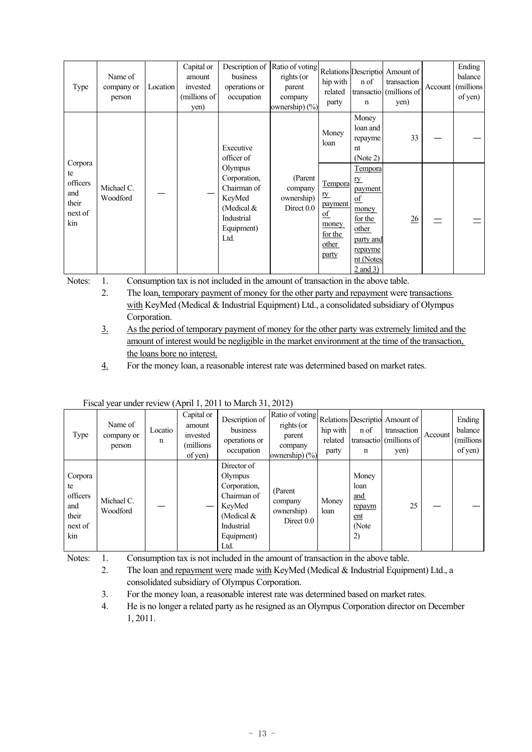| Type | Name of company or person | Location | Capital or amount invested (millions of yen) | Description of business operations or occupation | Ratio of voting rights (or parent company ownership) (%) | Relationship with related party | Description of transaction | Amount of transaction (millions of yen) | Account | Ending balance (millions of yen) |
|---|---|---|---|---|---|---|---|---|---|---|
| Corporate officers and their next of kin | Michael C. Woodford | — | — | Executive officer of Olympus Corporation, Chairman of KeyMed (Medical & Industrial Equipment) Ltd. | (Parent company ownership) Direct 0.0 | Money loan | Money loan and repayment (Note 2) | 33 | — | — |
| | | | | | | Temporary payment of money for the other party | Temporary payment of money for the other party and repayment (Notes 2 and 3) | 26 | — | — |

Notes:

1. Consumption tax is not included in the amount of transaction in the above table.
2. The loan, temporary payment of money for the other party and repayment were transactions with KeyMed (Medical & Industrial Equipment) Ltd., a consolidated subsidiary of Olympus Corporation.
3. As the period of temporary payment of money for the other party was extremely limited and the amount of interest would be negligible in the market environment at the time of the transaction, the loans bore no interest.
4. For the money loan, a reasonable interest rate was determined based on market rates.

Fiscal year under review (April 1, 2011 to March 31, 2012)

| Type | Name of company or person | Location | Capital or amount invested (millions of yen) | Description of business operations or occupation | Ratio of voting rights (or parent company ownership) (%) | Relationship with related party | Description of transaction | Amount of transaction (millions of yen) | Account | Ending balance (millions of yen) |
|---|---|---|---|---|---|---|---|---|---|---|
| Corporate officers and their next of kin | Michael C. Woodford | — | — | Director of Olympus Corporation, Chairman of KeyMed (Medical & Industrial Equipment) Ltd. | (Parent company ownership) Direct 0.0 | Money loan | Money loan and repayment (Note 2) | 25 | — | — |

Notes:

1. Consumption tax is not included in the amount of transaction in the above table.
2. The loan and repayment were made with KeyMed (Medical & Industrial Equipment) Ltd., a consolidated subsidiary of Olympus Corporation.
3. For the money loan, a reasonable interest rate was determined based on market rates.
4. He is no longer a related party as he resigned as an Olympus Corporation director on December 1, 2011.